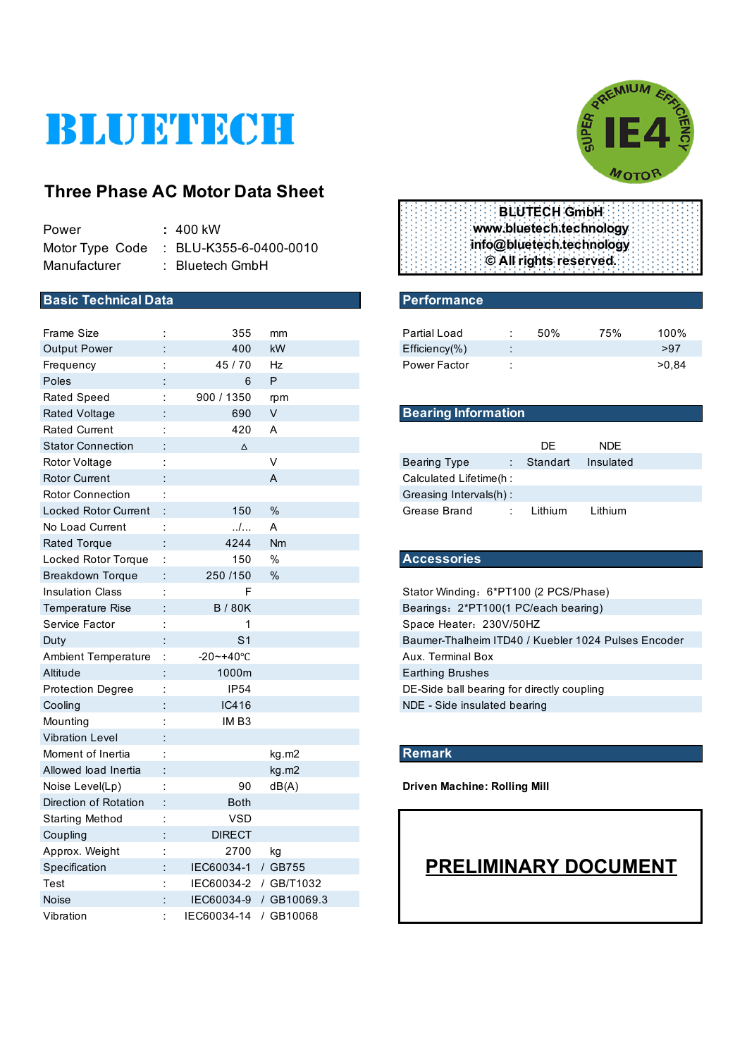# BLUETECH

SUPER PREMIUM EFFICIENCY IE4 MOTOR

## Three Phase AC Motor Data Sheet

| | | |
|---|---|---|
| Power | : | 400 kW |
| Motor Type Code | : | BLU-K355-6-0400-0010 |
| Manufacturer | : | Bluetech GmbH |

**BLUTECH GmbH**
**www.bluetech.technology**
**info@bluetech.technology**
**© All rights reserved.**

## Basic Technical Data

| | | | |
|---|---|---|---|
| Frame Size | : | 355 | mm |
| Output Power | : | 400 | kW |
| Frequency | : | 45 / 70 | Hz |
| Poles | : | 6 | P |
| Rated Speed | : | 900 / 1350 | rpm |
| Rated Voltage | : | 690 | V |
| Rated Current | : | 420 | A |
| Stator Connection | : | Δ | |
| Rotor Voltage | : | | V |
| Rotor Current | : | | A |
| Rotor Connection | : | | |
| Locked Rotor Current | : | 150 | % |
| No Load Current | : | ../... | A |
| Rated Torque | : | 4244 | Nm |
| Locked Rotor Torque | : | 150 | % |
| Breakdown Torque | : | 250 /150 | % |
| Insulation Class | : | F | |
| Temperature Rise | : | B / 80K | |
| Service Factor | : | 1 | |
| Duty | : | S1 | |
| Ambient Temperature | : | -20~+40℃ | |
| Altitude | : | 1000m | |
| Protection Degree | : | IP54 | |
| Cooling | : | IC416 | |
| Mounting | : | IM B3 | |
| Vibration Level | : | | |
| Moment of Inertia | : | | kg.m2 |
| Allowed load Inertia | : | | kg.m2 |
| Noise Level(Lp) | : | 90 | dB(A) |
| Direction of Rotation | : | Both | |
| Starting Method | : | VSD | |
| Coupling | : | DIRECT | |
| Approx. Weight | : | 2700 | kg |
| Specification | : | IEC60034-1 | / GB755 |
| Test | : | IEC60034-2 | / GB/T1032 |
| Noise | : | IEC60034-9 | / GB10069.3 |
| Vibration | : | IEC60034-14 | / GB10068 |

## Performance

| | | | | |
|---|---|---|---|---|
| Partial Load | : | 50% | 75% | 100% |
| Efficiency(%) | : | | | >97 |
| Power Factor | : | | | >0,84 |

## Bearing Information

| | | DE | NDE |
|---|---|---|---|
| Bearing Type | : | Standart | Insulated |
| Calculated Lifetime(h | : | | |
| Greasing Intervals(h) | : | | |
| Grease Brand | : | Lithium | Lithium |

## Accessories

- Stator Winding：6*PT100 (2 PCS/Phase)
- Bearings：2*PT100(1 PC/each bearing)
- Space Heater：230V/50HZ
- Baumer-Thalheim ITD40 / Kuebler 1024 Pulses Encoder
- Aux. Terminal Box
- Earthing Brushes
- DE-Side ball bearing for directly coupling
- NDE - Side insulated bearing

## Remark

**Driven Machine: Rolling Mill**

**PRELIMINARY DOCUMENT**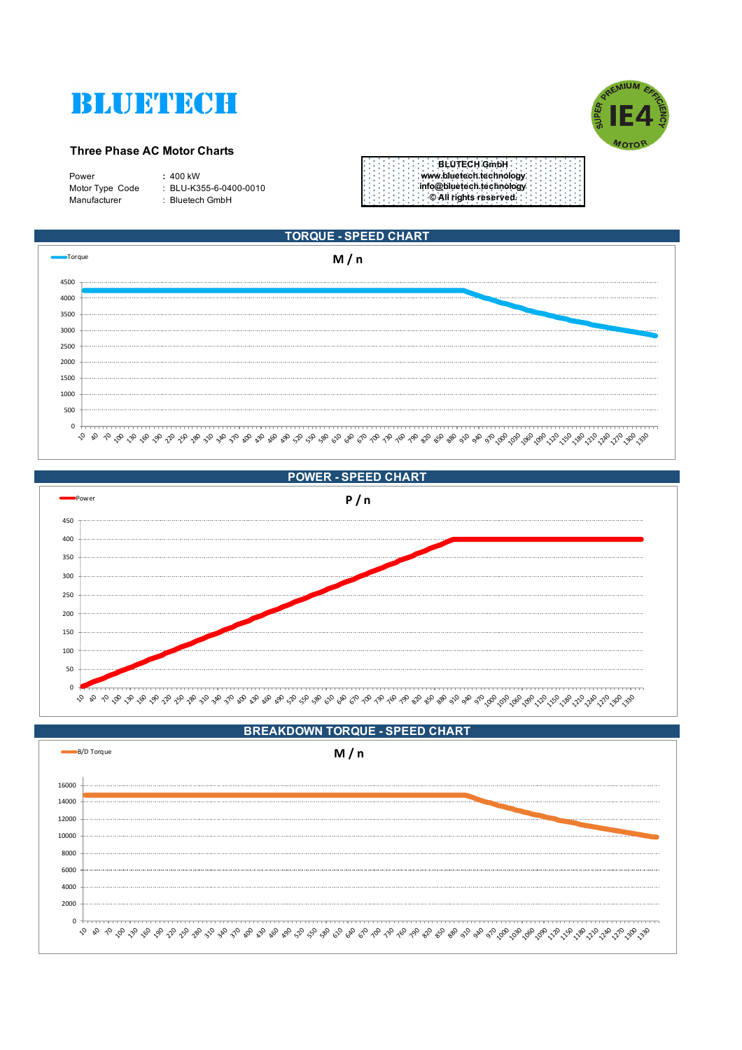# BLUETECH

SUPER PREMIUM EFFICIENCY IE4 MOTOR

## Three Phase AC Motor Charts

| | | |
|---|---|---|
| Power | : | 400 kW |
| Motor Type Code | : | BLU-K355-6-0400-0010 |
| Manufacturer | : | Bluetech GmbH |

BLUTECH GmbH
www.bluetech.technology
info@bluetech.technology
© All rights reserved.

## TORQUE - SPEED CHART

Torque

M / n

## POWER - SPEED CHART

Power

P / n

## BREAKDOWN TORQUE - SPEED CHART

B/D Torque

M / n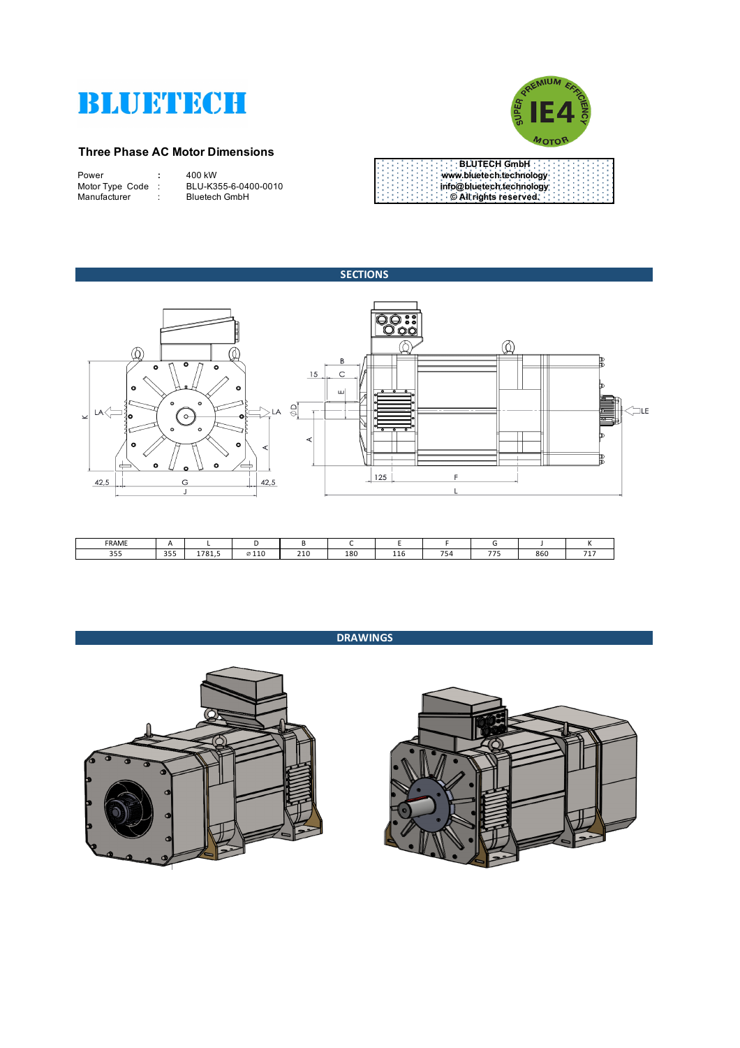# BLUETECH

## Three Phase AC Motor Dimensions

| | | |
|---|---|---|
| Power | : | 400 kW |
| Motor Type Code | : | BLU-K355-6-0400-0010 |
| Manufacturer | : | Bluetech GmbH |

SUPER PREMIUM EFFICIENCY IE4 MOTOR

**BLUTECH GmbH**
**www.bluetech.technology**
**info@bluetech.technology**
**© All rights reserved.**

## SECTIONS

| FRAME | A | L | D | B | C | E | F | G | J | K |
|---|---|---|---|---|---|---|---|---|---|---|
| 355 | 355 | 1781,5 | ⌀110 | 210 | 180 | 116 | 754 | 775 | 860 | 717 |

## DRAWINGS